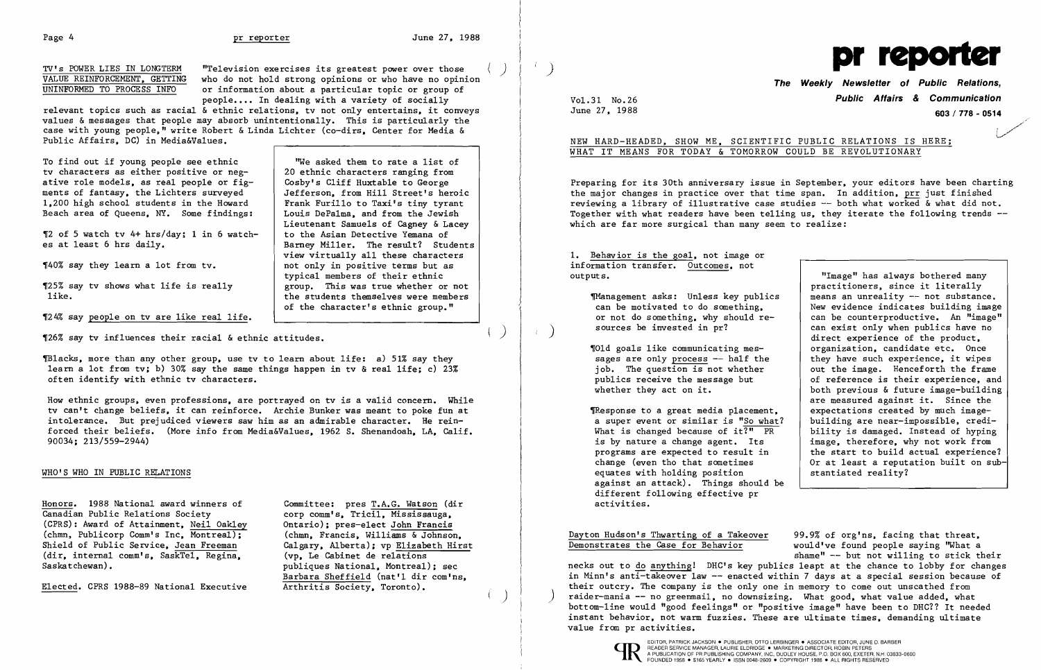## TV's POWER LIES IN LONGTERM VALUE REINFORCEMENT, GETTING UNINFORMED TO PROCESS INFO

"Television exercises its greatest power over those who do not hold strong opinions or who have no opinion or information about a particular topic or group of people.... In dealing with a variety of socially relevant topics such as racial & ethnic relations, tv not only entertains, it conveys values & messages that people may absorb unintentionally. This is particularly the case with young people," write Robert & Linda Lichter (co-dirs, Center for Media & Public Affairs, DC) in Media&Values.

To find out if young people see ethnic tv characters as either positive or negative role models, as real people or figments of fantasy, the Lichters surveyed 1,200 high school students in the Howard Beach area of Queens, NY. Some findings:

¶2 of 5 watch tv 4+ hrs/day; 1 in 6 watches at least 6 hrs daily.

¶40% say they learn a lot from tv.

¶25% say tv shows what life is really like.

¶24% say people on tv are like real life.

> "We asked them to rate a list of 20 ethnic characters ranging from Cosby's Cliff Huxtable to George Jefferson, from Hill Street's heroic Frank Furillo to Taxi's tiny tyrant Louis DePalma, and from the Jewish Lieutenant Samuels of Cagney & Lacey to the Asian Detective Yemana of Barney Miller. The result? Students view virtually all these characters not only in positive terms but as typical members of their ethnic group. This was true whether or not the students themselves were members of the character's ethnic group."

¶26% say tv influences their racial & ethnic attitudes.

¶Blacks, more than any other group, use tv to learn about life: a) 51% say they learn a lot from tv; b) 30% say the same things happen in tv & real life; c) 23% often identify with ethnic tv characters.

How ethnic groups, even professions, are portrayed on tv is a valid concern. While tv can't change beliefs, it can reinforce. Archie Bunker was meant to poke fun at intolerance. But prejudiced viewers saw him as an admirable character. He reinforced their beliefs. (More info from Media&Values, 1962 S. Shenandoah, LA, Calif. 90034; 213/559-2944)

## WHO'S WHO IN PUBLIC RELATIONS

Honors. 1988 National award winners of Canadian Public Relations Society (CPRS): Award of Attainment, Neil Oakley (chmn, Publicorp Comm's Inc, Montreal); Shield of Public Service, Jean Freeman (dir, internal comm's, SaskTel, Regina, Saskatchewan).

Elected. CPRS 1988-89 National Executive Committee: pres T.A.G. Watson (dir corp comm's, Tricil, Mississauga, Ontario); pres-elect John Francis (chmn, Francis, Williams & Johnson, Calgary, Alberta); vp Elizabeth Hirst (vp, Le Cabinet de relations publiques National, Montreal); sec Barbara Sheffield (nat'l dir com'ns, Arthritis Society, Toronto).

# pr reporter

**The Weekly Newsletter of Public Relations, Public Affairs & Communication**

Vol.31 No.26
June 27, 1988

603 / 778 - 0514

## NEW HARD-HEADED, SHOW ME, SCIENTIFIC PUBLIC RELATIONS IS HERE; WHAT IT MEANS FOR TODAY & TOMORROW COULD BE REVOLUTIONARY

Preparing for its 30th anniversary issue in September, your editors have been charting the major changes in practice over that time span. In addition, prr just finished reviewing a library of illustrative case studies -- both what worked & what did not. Together with what readers have been telling us, they iterate the following trends -- which are far more surgical than many seem to realize:

1. Behavior is the goal, not image or information transfer. Outcomes, not outputs.

   ¶Management asks: Unless key publics can be motivated to do something, or not do something, why should resources be invested in pr?

   ¶Old goals like communicating messages are only process -- half the job. The question is not whether publics receive the message but whether they act on it.

   ¶Response to a great media placement, a super event or similar is "So what? What is changed because of it?" PR is by nature a change agent. Its programs are expected to result in change (even tho that sometimes equates with holding position against an attack). Things should be different following effective pr activities.

> "Image" has always bothered many practitioners, since it literally means an unreality -- not substance. New evidence indicates building image can be counterproductive. An "image" can exist only when publics have no direct experience of the product, organization, candidate etc. Once they have such experience, it wipes out the image. Henceforth the frame of reference is their experience, and both previous & future image-building are measured against it. Since the expectations created by much image-building are near-impossible, credibility is damaged. Instead of hyping image, therefore, why not work from the start to build actual experience? Or at least a reputation built on substantiated reality?

Dayton Hudson's Thwarting of a Takeover Demonstrates the Case for Behavior

99.9% of org'ns, facing that threat, would've found people saying "What a shame" -- but not willing to stick their necks out to do anything! DHC's key publics leapt at the chance to lobby for changes in Minn's anti-takeover law -- enacted within 7 days at a special session because of their outcry. The company is the only one in memory to come out unscathed from raider-mania -- no greenmail, no downsizing. What good, what value added, what bottom-line would "good feelings" or "positive image" have been to DHC?? It needed instant behavior, not warm fuzzies. These are ultimate times, demanding ultimate value from pr activities.

EDITOR, PATRICK JACKSON • PUBLISHER, OTTO LERBINGER • ASSOCIATE EDITOR, JUNE D. BARBER
READER SERVICE MANAGER, LAURIE ELDRIDGE • MARKETING DIRECTOR, ROBIN PETERS
A PUBLICATION OF PR PUBLISHING COMPANY, INC. DUDLEY HOUSE, P.O. BOX 600, EXETER, N.H. 03833-0600
FOUNDED 1958 • $165 YEARLY • ISSN 0048-2609 • COPYRIGHT 1988 • ALL RIGHTS RESERVED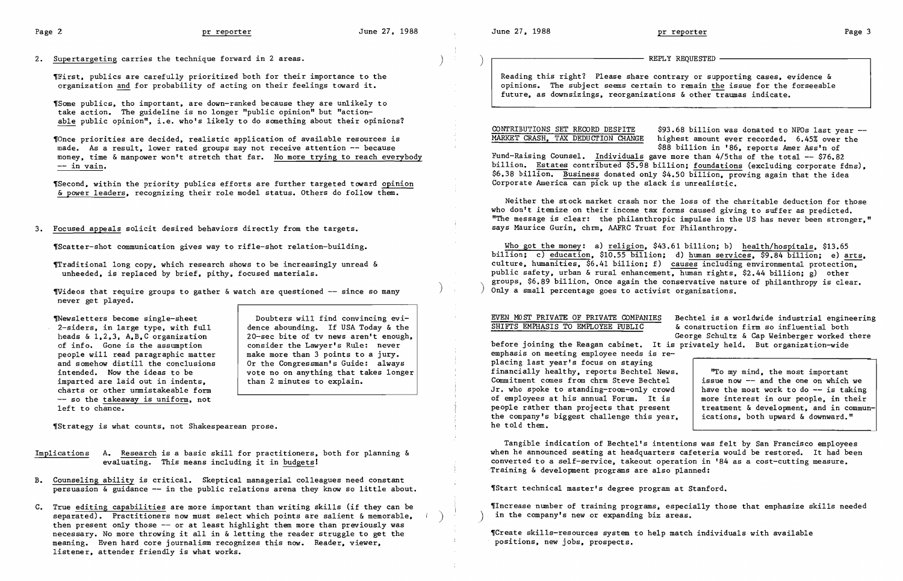2. Supertargeting carries the technique forward in 2 areas.

¶First, publics are carefully prioritized both for their importance to the organization and for probability of acting on their feelings toward it.

¶Some publics, tho important, are down-ranked because they are unlikely to take action. The guideline is no longer "public opinion" but "actionable public opinion", i.e. who's likely to do something about their opinions?

¶Once priorities are decided, realistic application of available resources is made. As a result, lower rated groups may not receive attention -- because money, time & manpower won't stretch that far. No more trying to reach everybody -- in vain.

¶Second, within the priority publics efforts are further targeted toward opinion & power leaders, recognizing their role model status. Others do follow them.

3. Focused appeals solicit desired behaviors directly from the targets.

¶Scatter-shot communication gives way to rifle-shot relation-building.

¶Traditional long copy, which research shows to be increasingly unread & unheeded, is replaced by brief, pithy, focused materials.

¶Videos that require groups to gather & watch are questioned -- since so many never get played.

¶Newsletters become single-sheet 2-siders, in large type, with full heads & 1,2,3, A,B,C organization of info. Gone is the assumption people will read paragraphic matter and somehow distill the conclusions intended. Now the ideas to be imparted are laid out in indents, charts or other unmistakeable form -- so the takeaway is uniform, not left to chance.

> Doubters will find convincing evidence abounding. If USA Today & the 20-sec bite of tv news aren't enough, consider the Lawyer's Rule: never make more than 3 points to a jury. Or the Congressman's Guide: always vote no on anything that takes longer than 2 minutes to explain.

¶Strategy is what counts, not Shakespearean prose.

Implications A. Research is a basic skill for practitioners, both for planning & evaluating. This means including it in budgets!

B. Counseling ability is critical. Skeptical managerial colleagues need constant persuasion & guidance -- in the public relations arena they know so little about.

C. True editing capabilities are more important than writing skills (if they can be separated). Practitioners now must select which points are salient & memorable, then present only those -- or at least highlight them more than previously was necessary. No more throwing it all in & letting the reader struggle to get the meaning. Even hard core journalism recognizes this now. Reader, viewer, listener, attender friendly is what works.

> **REPLY REQUESTED**
>
> Reading this right? Please share contrary or supporting cases, evidence & opinions. The subject seems certain to remain the issue for the forseeable future, as downsizings, reorganizations & other traumas indicate.

CONTRIBUTIONS SET RECORD DESPITE MARKET CRASH, TAX DEDUCTION CHANGE

$93.68 billion was donated to NPOs last year -- highest amount ever recorded. 6.45% over the $88 billion in '86, reports Amer Ass'n of Fund-Raising Counsel. Individuals gave more than 4/5ths of the total -- $76.82 billion. Estates contributed $5.98 billion; foundations (excluding corporate fdns), $6.38 billion. Business donated only $4.50 billion, proving again that the idea Corporate America can pick up the slack is unrealistic.

Neither the stock market crash nor the loss of the charitable deduction for those who don't itemize on their income tax forms caused giving to suffer as predicted. "The message is clear: the philanthropic impulse in the US has never been stronger," says Maurice Gurin, chrm, AAFRC Trust for Philanthropy.

Who got the money: a) religion, $43.61 billion; b) health/hospitals, $13.65 billion; c) education, $10.55 billion; d) human services, $9.84 billion; e) arts, culture, humanities, $6.41 billion; f) causes including environmental protection, public safety, urban & rural enhancement, human rights, $2.44 billion; g) other groups, $6.89 billion. Once again the conservative nature of philanthropy is clear. Only a small percentage goes to activist organizations.

EVEN MOST PRIVATE OF PRIVATE COMPANIES SHIFTS EMPHASIS TO EMPLOYEE PUBLIC

Bechtel is a worldwide industrial engineering & construction firm so influential both George Schultz & Cap Weinberger worked there before joining the Reagan cabinet. It is privately held. But organization-wide emphasis on meeting employee needs is replacing last year's focus on staying financially healthy, reports Bechtel News. Commitment comes from chrm Steve Bechtel Jr. who spoke to standing-room-only crowd of employees at his annual Forum. It is people rather than projects that present the company's biggest challenge this year, he told them.

> "To my mind, the most important issue now -- and the one on which we have the most work to do -- is taking more interest in our people, in their treatment & development, and in communications, both upward & downward."

Tangible indication of Bechtel's intentions was felt by San Francisco employees when he announced seating at headquarters cafeteria would be restored. It had been converted to a self-service, takeout operation in '84 as a cost-cutting measure. Training & development programs are also planned:

¶Start technical master's degree program at Stanford.

¶Increase number of training programs, especially those that emphasize skills needed in the company's new or expanding biz areas.

¶Create skills-resources system to help match individuals with available positions, new jobs, prospects.